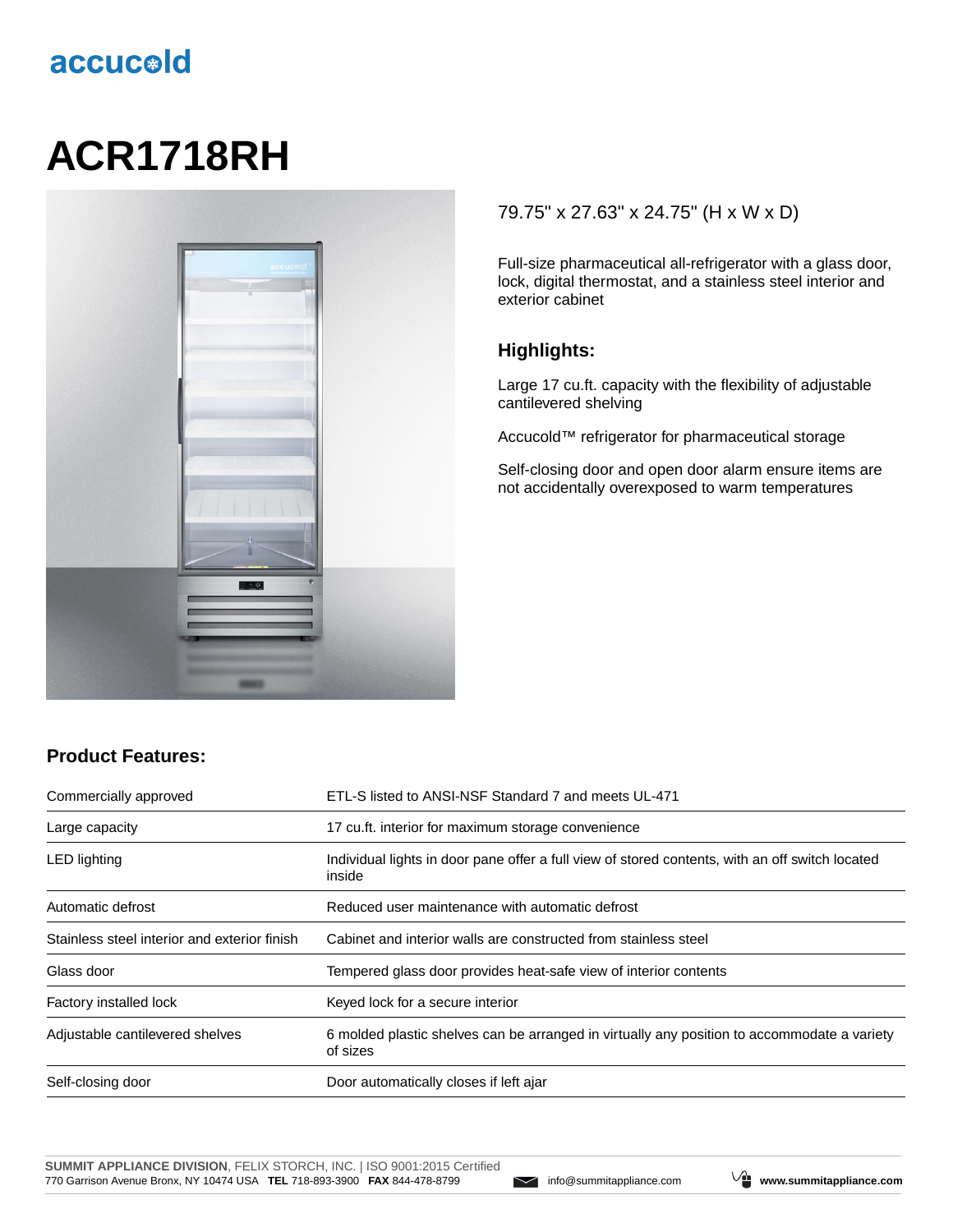accucold

# ACR1718RH

79.75" x 27.63" x 24.75" (H x W x D)

Full-size pharmaceutical all-refrigerator with a glass door, lock, digital thermostat, and a stainless steel interior and exterior cabinet

## Highlights:

Large 17 cu.ft. capacity with the flexibility of adjustable cantilevered shelving

Accucold™ refrigerator for pharmaceutical storage

Self-closing door and open door alarm ensure items are not accidentally overexposed to warm temperatures

## Product Features:

| | |
|---|---|
| Commercially approved | ETL-S listed to ANSI-NSF Standard 7 and meets UL-471 |
| Large capacity | 17 cu.ft. interior for maximum storage convenience |
| LED lighting | Individual lights in door pane offer a full view of stored contents, with an off switch located inside |
| Automatic defrost | Reduced user maintenance with automatic defrost |
| Stainless steel interior and exterior finish | Cabinet and interior walls are constructed from stainless steel |
| Glass door | Tempered glass door provides heat-safe view of interior contents |
| Factory installed lock | Keyed lock for a secure interior |
| Adjustable cantilevered shelves | 6 molded plastic shelves can be arranged in virtually any position to accommodate a variety of sizes |
| Self-closing door | Door automatically closes if left ajar |

**SUMMIT APPLIANCE DIVISION**, FELIX STORCH, INC. | ISO 9001:2015 Certified
770 Garrison Avenue Bronx, NY 10474 USA **TEL** 718-893-3900 **FAX** 844-478-8799 info@summitappliance.com **www.summitappliance.com**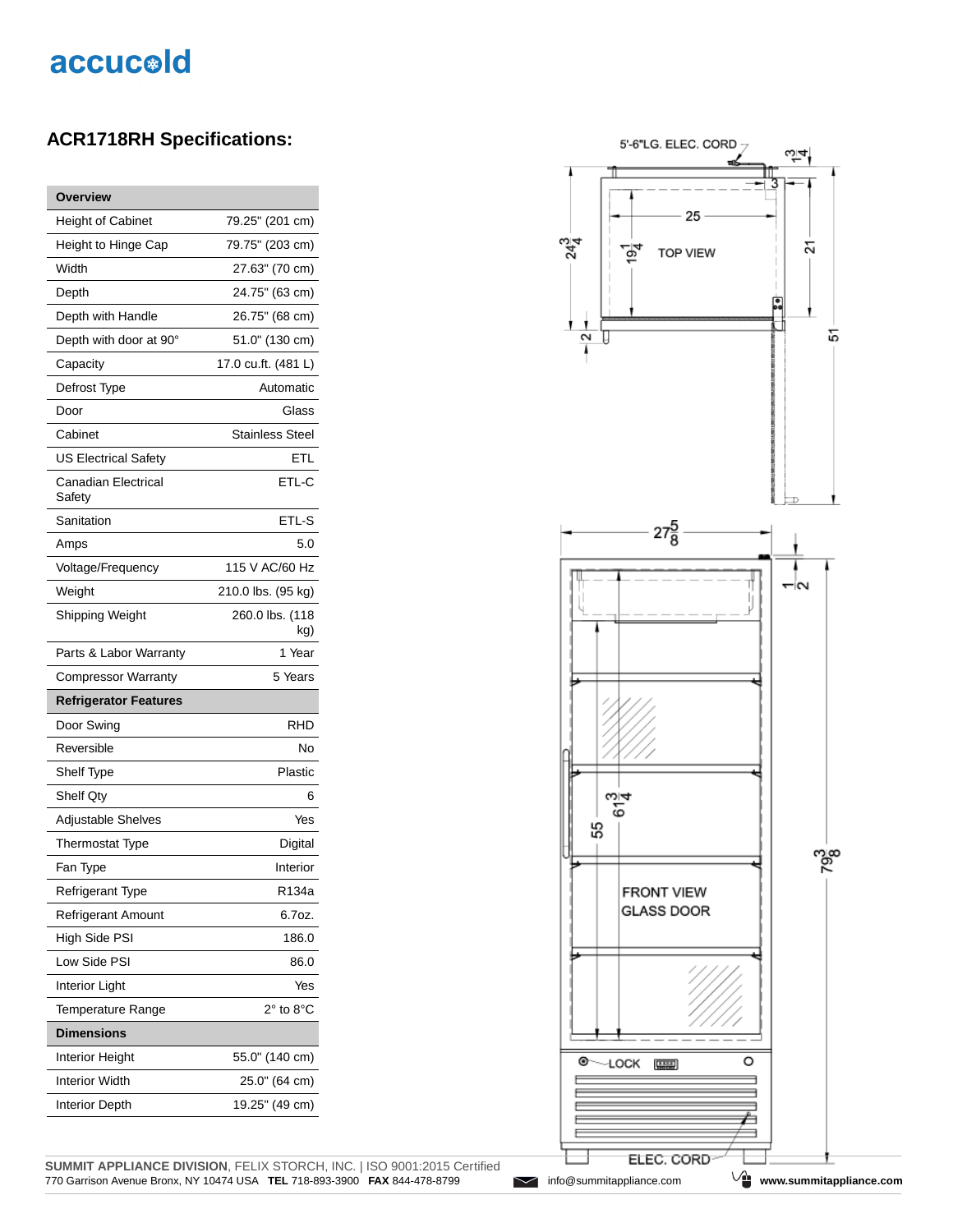# accucold

## ACR1718RH Specifications:

| | |
|---|---|
| **Overview** | |
| Height of Cabinet | 79.25" (201 cm) |
| Height to Hinge Cap | 79.75" (203 cm) |
| Width | 27.63" (70 cm) |
| Depth | 24.75" (63 cm) |
| Depth with Handle | 26.75" (68 cm) |
| Depth with door at 90° | 51.0" (130 cm) |
| Capacity | 17.0 cu.ft. (481 L) |
| Defrost Type | Automatic |
| Door | Glass |
| Cabinet | Stainless Steel |
| US Electrical Safety | ETL |
| Canadian Electrical Safety | ETL-C |
| Sanitation | ETL-S |
| Amps | 5.0 |
| Voltage/Frequency | 115 V AC/60 Hz |
| Weight | 210.0 lbs. (95 kg) |
| Shipping Weight | 260.0 lbs. (118 kg) |
| Parts & Labor Warranty | 1 Year |
| Compressor Warranty | 5 Years |
| **Refrigerator Features** | |
| Door Swing | RHD |
| Reversible | No |
| Shelf Type | Plastic |
| Shelf Qty | 6 |
| Adjustable Shelves | Yes |
| Thermostat Type | Digital |
| Fan Type | Interior |
| Refrigerant Type | R134a |
| Refrigerant Amount | 6.7oz. |
| High Side PSI | 186.0 |
| Low Side PSI | 86.0 |
| Interior Light | Yes |
| Temperature Range | 2° to 8°C |
| **Dimensions** | |
| Interior Height | 55.0" (140 cm) |
| Interior Width | 25.0" (64 cm) |
| Interior Depth | 19.25" (49 cm) |

5'-6"LG. ELEC. CORD

3 1/4

3

25

24 3/4

19 1/4

TOP VIEW

21

2

51

27 5/8

1/2

61 3/4

55

79 3/8

FRONT VIEW
GLASS DOOR

LOCK

ELEC. CORD

**SUMMIT APPLIANCE DIVISION**, FELIX STORCH, INC. | ISO 9001:2015 Certified
770 Garrison Avenue Bronx, NY 10474 USA **TEL** 718-893-3900 **FAX** 844-478-8799 info@summitappliance.com **www.summitappliance.com**